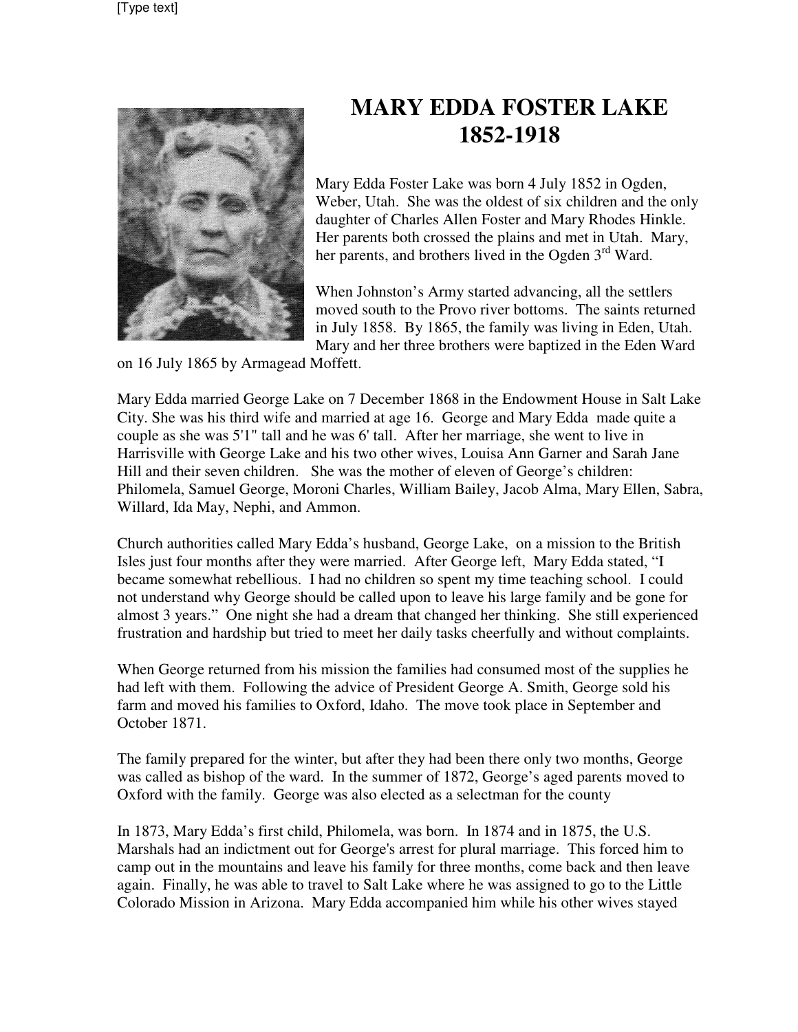# MARY EDDA FOSTER LAKE
# 1852-1918

Mary Edda Foster Lake was born 4 July 1852 in Ogden, Weber, Utah. She was the oldest of six children and the only daughter of Charles Allen Foster and Mary Rhodes Hinkle. Her parents both crossed the plains and met in Utah. Mary, her parents, and brothers lived in the Ogden 3rd Ward.

When Johnston's Army started advancing, all the settlers moved south to the Provo river bottoms. The saints returned in July 1858. By 1865, the family was living in Eden, Utah. Mary and her three brothers were baptized in the Eden Ward on 16 July 1865 by Armagead Moffett.

Mary Edda married George Lake on 7 December 1868 in the Endowment House in Salt Lake City. She was his third wife and married at age 16. George and Mary Edda made quite a couple as she was 5'1" tall and he was 6' tall. After her marriage, she went to live in Harrisville with George Lake and his two other wives, Louisa Ann Garner and Sarah Jane Hill and their seven children. She was the mother of eleven of George's children: Philomela, Samuel George, Moroni Charles, William Bailey, Jacob Alma, Mary Ellen, Sabra, Willard, Ida May, Nephi, and Ammon.

Church authorities called Mary Edda's husband, George Lake, on a mission to the British Isles just four months after they were married. After George left, Mary Edda stated, "I became somewhat rebellious. I had no children so spent my time teaching school. I could not understand why George should be called upon to leave his large family and be gone for almost 3 years." One night she had a dream that changed her thinking. She still experienced frustration and hardship but tried to meet her daily tasks cheerfully and without complaints.

When George returned from his mission the families had consumed most of the supplies he had left with them. Following the advice of President George A. Smith, George sold his farm and moved his families to Oxford, Idaho. The move took place in September and October 1871.

The family prepared for the winter, but after they had been there only two months, George was called as bishop of the ward. In the summer of 1872, George's aged parents moved to Oxford with the family. George was also elected as a selectman for the county

In 1873, Mary Edda's first child, Philomela, was born. In 1874 and in 1875, the U.S. Marshals had an indictment out for George's arrest for plural marriage. This forced him to camp out in the mountains and leave his family for three months, come back and then leave again. Finally, he was able to travel to Salt Lake where he was assigned to go to the Little Colorado Mission in Arizona. Mary Edda accompanied him while his other wives stayed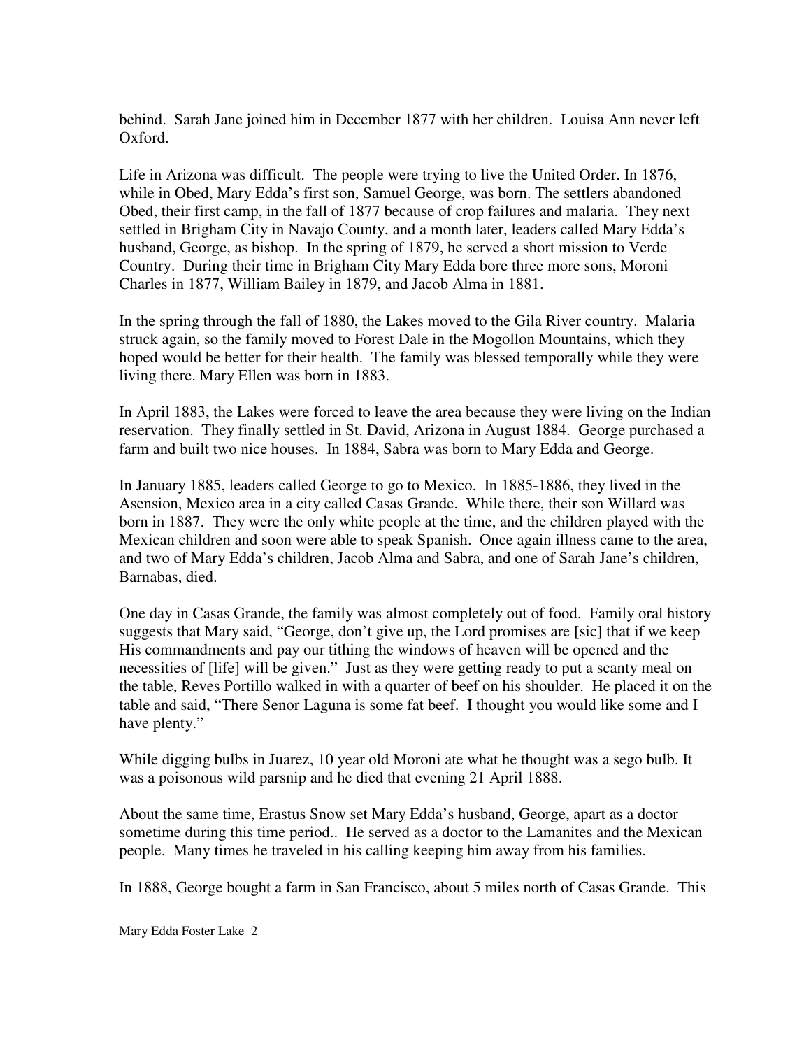behind. Sarah Jane joined him in December 1877 with her children. Louisa Ann never left Oxford.

Life in Arizona was difficult. The people were trying to live the United Order. In 1876, while in Obed, Mary Edda's first son, Samuel George, was born. The settlers abandoned Obed, their first camp, in the fall of 1877 because of crop failures and malaria. They next settled in Brigham City in Navajo County, and a month later, leaders called Mary Edda's husband, George, as bishop. In the spring of 1879, he served a short mission to Verde Country. During their time in Brigham City Mary Edda bore three more sons, Moroni Charles in 1877, William Bailey in 1879, and Jacob Alma in 1881.

In the spring through the fall of 1880, the Lakes moved to the Gila River country. Malaria struck again, so the family moved to Forest Dale in the Mogollon Mountains, which they hoped would be better for their health. The family was blessed temporally while they were living there. Mary Ellen was born in 1883.

In April 1883, the Lakes were forced to leave the area because they were living on the Indian reservation. They finally settled in St. David, Arizona in August 1884. George purchased a farm and built two nice houses. In 1884, Sabra was born to Mary Edda and George.

In January 1885, leaders called George to go to Mexico. In 1885-1886, they lived in the Asension, Mexico area in a city called Casas Grande. While there, their son Willard was born in 1887. They were the only white people at the time, and the children played with the Mexican children and soon were able to speak Spanish. Once again illness came to the area, and two of Mary Edda's children, Jacob Alma and Sabra, and one of Sarah Jane's children, Barnabas, died.

One day in Casas Grande, the family was almost completely out of food. Family oral history suggests that Mary said, "George, don't give up, the Lord promises are [sic] that if we keep His commandments and pay our tithing the windows of heaven will be opened and the necessities of [life] will be given." Just as they were getting ready to put a scanty meal on the table, Reves Portillo walked in with a quarter of beef on his shoulder. He placed it on the table and said, "There Senor Laguna is some fat beef. I thought you would like some and I have plenty."

While digging bulbs in Juarez, 10 year old Moroni ate what he thought was a sego bulb. It was a poisonous wild parsnip and he died that evening 21 April 1888.

About the same time, Erastus Snow set Mary Edda's husband, George, apart as a doctor sometime during this time period.. He served as a doctor to the Lamanites and the Mexican people. Many times he traveled in his calling keeping him away from his families.

In 1888, George bought a farm in San Francisco, about 5 miles north of Casas Grande. This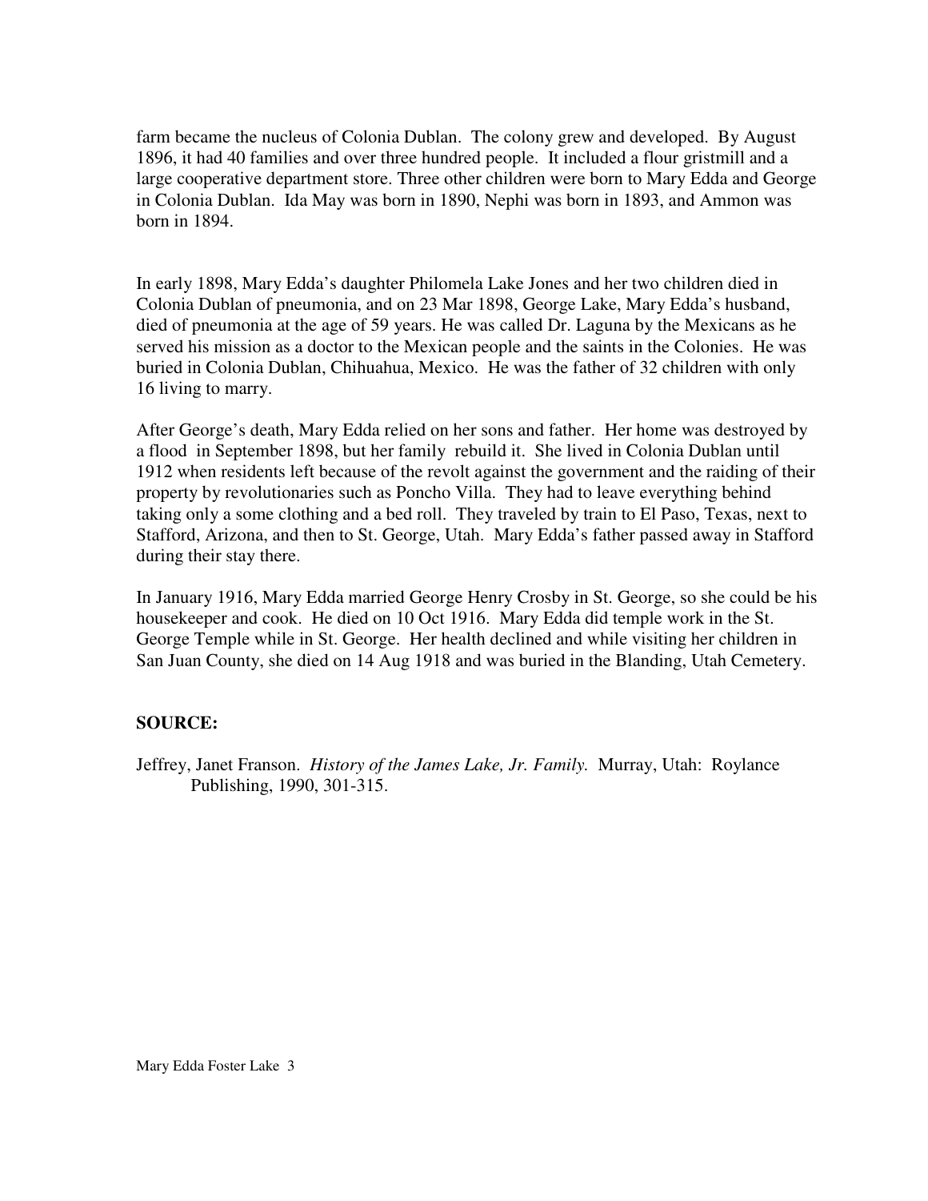farm became the nucleus of Colonia Dublan. The colony grew and developed. By August 1896, it had 40 families and over three hundred people. It included a flour gristmill and a large cooperative department store. Three other children were born to Mary Edda and George in Colonia Dublan. Ida May was born in 1890, Nephi was born in 1893, and Ammon was born in 1894.

In early 1898, Mary Edda's daughter Philomela Lake Jones and her two children died in Colonia Dublan of pneumonia, and on 23 Mar 1898, George Lake, Mary Edda's husband, died of pneumonia at the age of 59 years. He was called Dr. Laguna by the Mexicans as he served his mission as a doctor to the Mexican people and the saints in the Colonies. He was buried in Colonia Dublan, Chihuahua, Mexico. He was the father of 32 children with only 16 living to marry.

After George's death, Mary Edda relied on her sons and father. Her home was destroyed by a flood in September 1898, but her family rebuild it. She lived in Colonia Dublan until 1912 when residents left because of the revolt against the government and the raiding of their property by revolutionaries such as Poncho Villa. They had to leave everything behind taking only a some clothing and a bed roll. They traveled by train to El Paso, Texas, next to Stafford, Arizona, and then to St. George, Utah. Mary Edda's father passed away in Stafford during their stay there.

In January 1916, Mary Edda married George Henry Crosby in St. George, so she could be his housekeeper and cook. He died on 10 Oct 1916. Mary Edda did temple work in the St. George Temple while in St. George. Her health declined and while visiting her children in San Juan County, she died on 14 Aug 1918 and was buried in the Blanding, Utah Cemetery.

## SOURCE:

Jeffrey, Janet Franson. *History of the James Lake, Jr. Family.* Murray, Utah: Roylance Publishing, 1990, 301-315.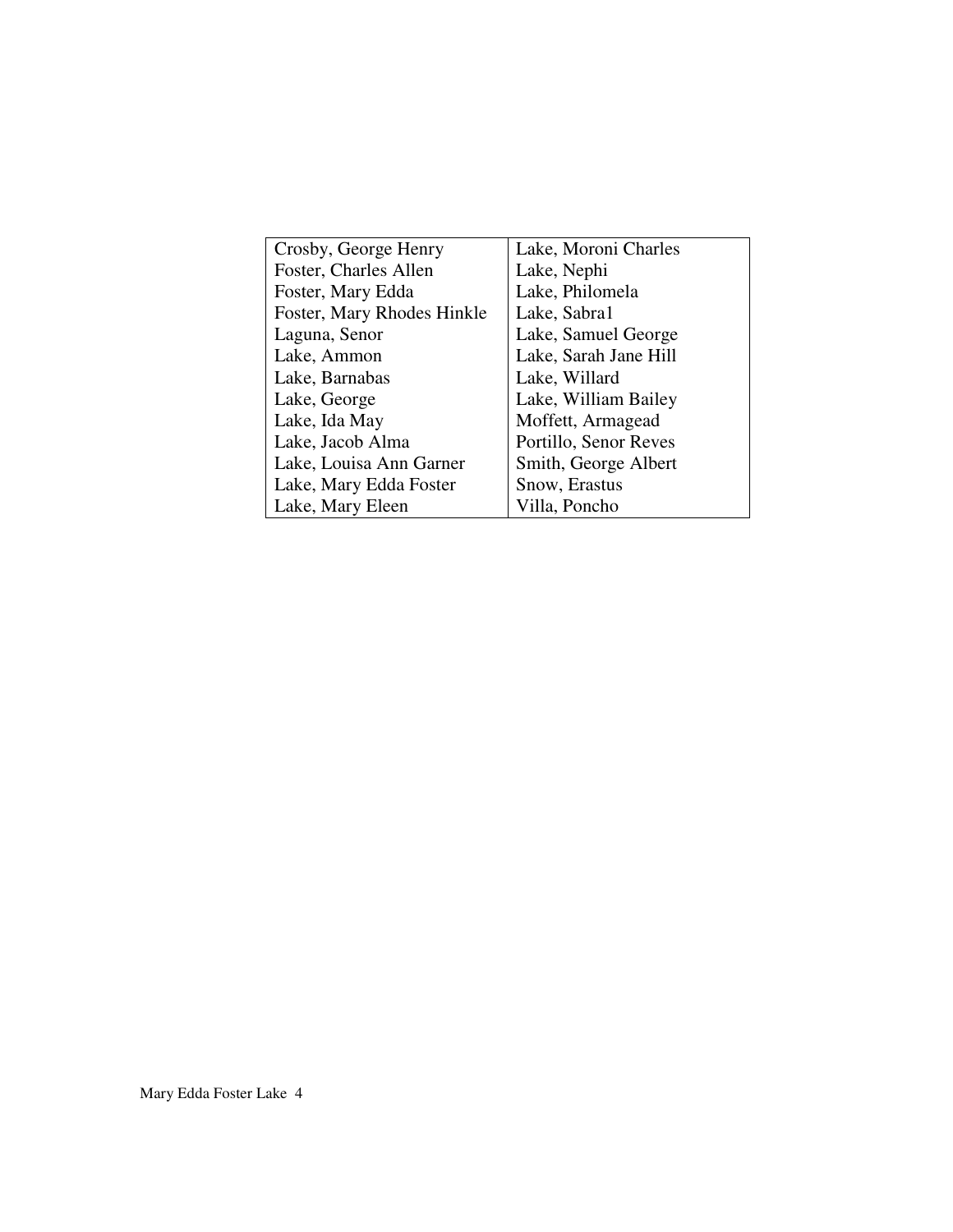| | |
|---|---|
| Crosby, George Henry | Lake, Moroni Charles |
| Foster, Charles Allen | Lake, Nephi |
| Foster, Mary Edda | Lake, Philomela |
| Foster, Mary Rhodes Hinkle | Lake, Sabra1 |
| Laguna, Senor | Lake, Samuel George |
| Lake, Ammon | Lake, Sarah Jane Hill |
| Lake, Barnabas | Lake, Willard |
| Lake, George | Lake, William Bailey |
| Lake, Ida May | Moffett, Armagead |
| Lake, Jacob Alma | Portillo, Senor Reves |
| Lake, Louisa Ann Garner | Smith, George Albert |
| Lake, Mary Edda Foster | Snow, Erastus |
| Lake, Mary Eleen | Villa, Poncho |